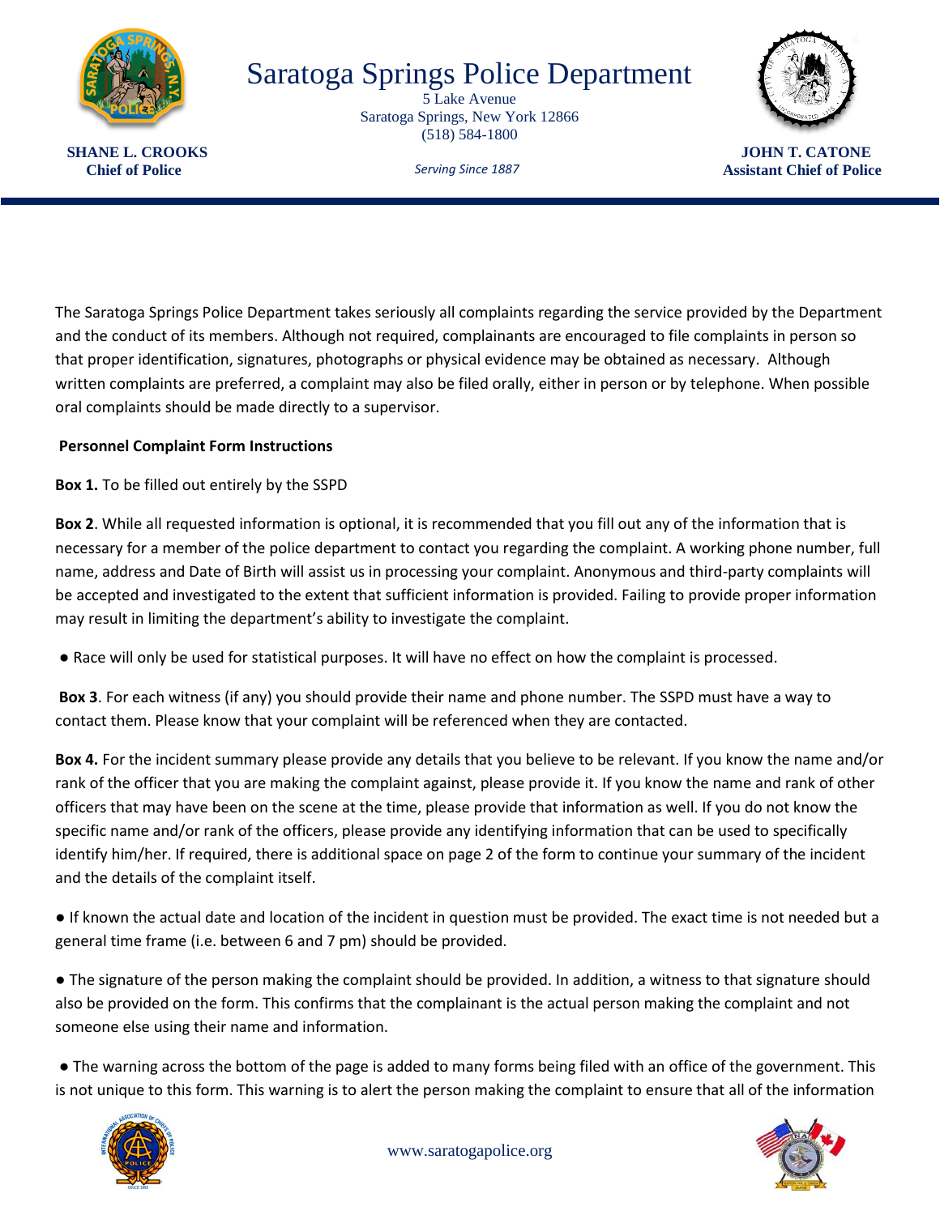# Saratoga Springs Police Department

5 Lake Avenue
Saratoga Springs, New York 12866
(518) 584-1800

*Serving Since 1887*

**SHANE L. CROOKS**
**Chief of Police**

**JOHN T. CATONE**
**Assistant Chief of Police**

The Saratoga Springs Police Department takes seriously all complaints regarding the service provided by the Department and the conduct of its members. Although not required, complainants are encouraged to file complaints in person so that proper identification, signatures, photographs or physical evidence may be obtained as necessary. Although written complaints are preferred, a complaint may also be filed orally, either in person or by telephone. When possible oral complaints should be made directly to a supervisor.

**Personnel Complaint Form Instructions**

**Box 1.** To be filled out entirely by the SSPD

**Box 2**. While all requested information is optional, it is recommended that you fill out any of the information that is necessary for a member of the police department to contact you regarding the complaint. A working phone number, full name, address and Date of Birth will assist us in processing your complaint. Anonymous and third-party complaints will be accepted and investigated to the extent that sufficient information is provided. Failing to provide proper information may result in limiting the department's ability to investigate the complaint.

- Race will only be used for statistical purposes. It will have no effect on how the complaint is processed.

**Box 3**. For each witness (if any) you should provide their name and phone number. The SSPD must have a way to contact them. Please know that your complaint will be referenced when they are contacted.

**Box 4.** For the incident summary please provide any details that you believe to be relevant. If you know the name and/or rank of the officer that you are making the complaint against, please provide it. If you know the name and rank of other officers that may have been on the scene at the time, please provide that information as well. If you do not know the specific name and/or rank of the officers, please provide any identifying information that can be used to specifically identify him/her. If required, there is additional space on page 2 of the form to continue your summary of the incident and the details of the complaint itself.

- If known the actual date and location of the incident in question must be provided. The exact time is not needed but a general time frame (i.e. between 6 and 7 pm) should be provided.

- The signature of the person making the complaint should be provided. In addition, a witness to that signature should also be provided on the form. This confirms that the complainant is the actual person making the complaint and not someone else using their name and information.

- The warning across the bottom of the page is added to many forms being filed with an office of the government. This is not unique to this form. This warning is to alert the person making the complaint to ensure that all of the information

www.saratogapolice.org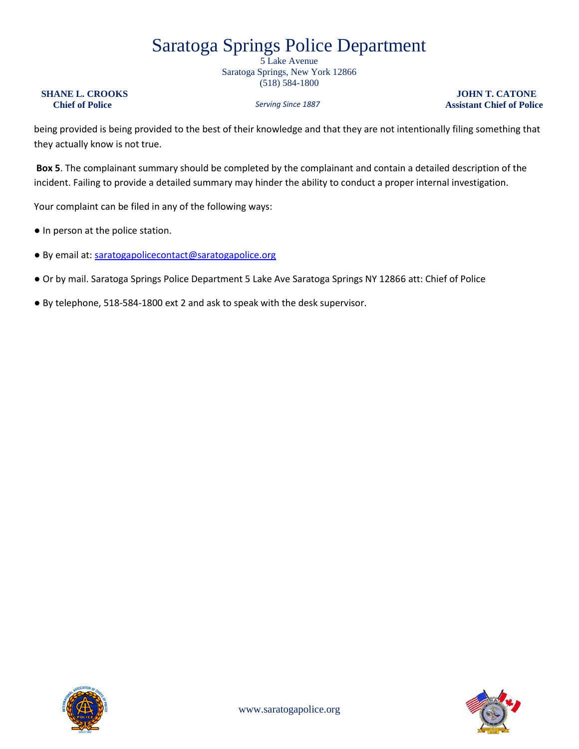being provided is being provided to the best of their knowledge and that they are not intentionally filing something that they actually know is not true.

**Box 5**. The complainant summary should be completed by the complainant and contain a detailed description of the incident. Failing to provide a detailed summary may hinder the ability to conduct a proper internal investigation.

Your complaint can be filed in any of the following ways:

- In person at the police station.
- By email at: saratogapolicecontact@saratogapolice.org
- Or by mail. Saratoga Springs Police Department 5 Lake Ave Saratoga Springs NY 12866 att: Chief of Police
- By telephone, 518-584-1800 ext 2 and ask to speak with the desk supervisor.